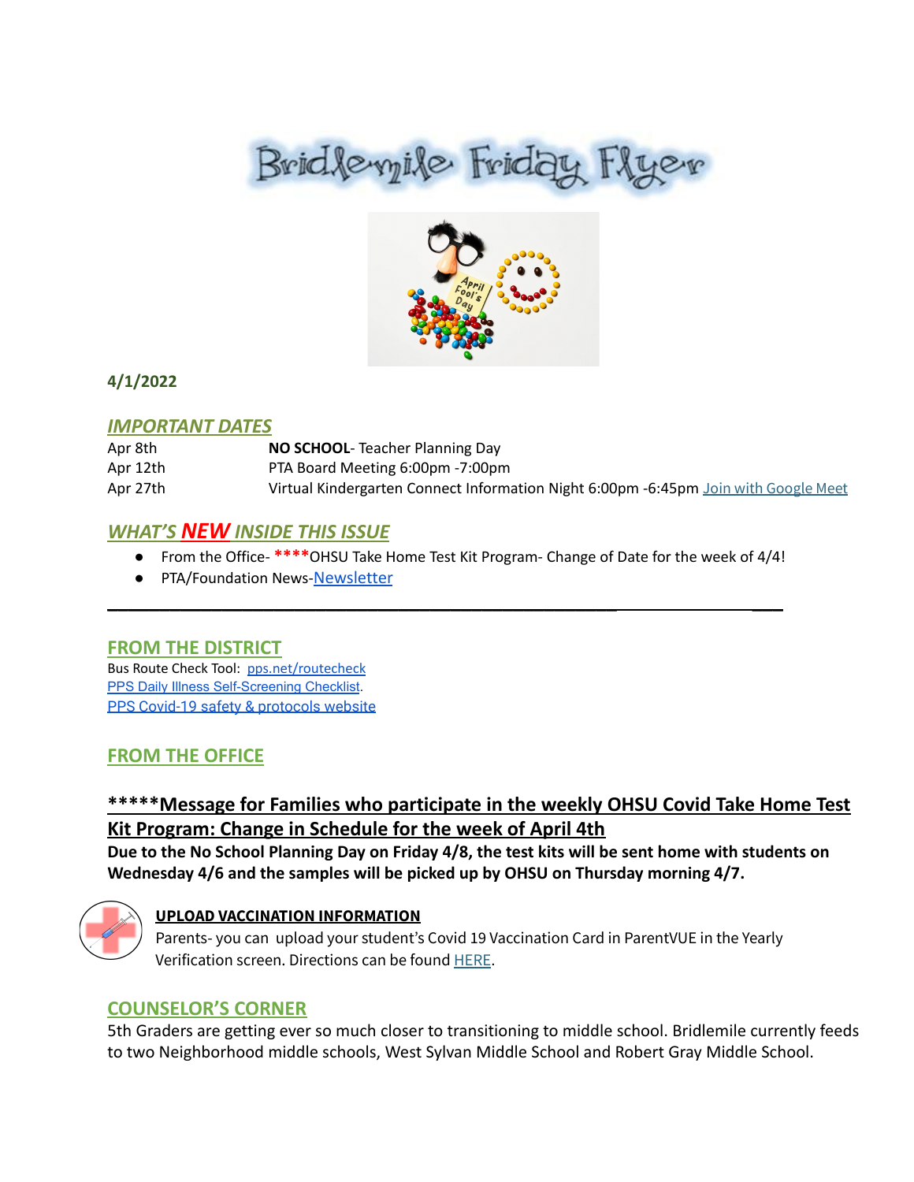# Bridlemile Friday Flyer

**4/1/2022**

## *IMPORTANT DATES*

| | |
|---|---|
| Apr 8th | **NO SCHOOL**- Teacher Planning Day |
| Apr 12th | PTA Board Meeting 6:00pm -7:00pm |
| Apr 27th | Virtual Kindergarten Connect Information Night 6:00pm -6:45pm Join with Google Meet |

## *WHAT'S NEW INSIDE THIS ISSUE*

- From the Office- ****OHSU Take Home Test Kit Program- Change of Date for the week of 4/4!
- PTA/Foundation News-Newsletter

---

## FROM THE DISTRICT

Bus Route Check Tool: pps.net/routecheck
PPS Daily Illness Self-Screening Checklist.
PPS Covid-19 safety & protocols website

## FROM THE OFFICE

### *****Message for Families who participate in the weekly OHSU Covid Take Home Test Kit Program: Change in Schedule for the week of April 4th

**Due to the No School Planning Day on Friday 4/8, the test kits will be sent home with students on Wednesday 4/6 and the samples will be picked up by OHSU on Thursday morning 4/7.**

**UPLOAD VACCINATION INFORMATION**

Parents- you can upload your student's Covid 19 Vaccination Card in ParentVUE in the Yearly Verification screen. Directions can be found HERE.

## COUNSELOR'S CORNER

5th Graders are getting ever so much closer to transitioning to middle school. Bridlemile currently feeds to two Neighborhood middle schools, West Sylvan Middle School and Robert Gray Middle School.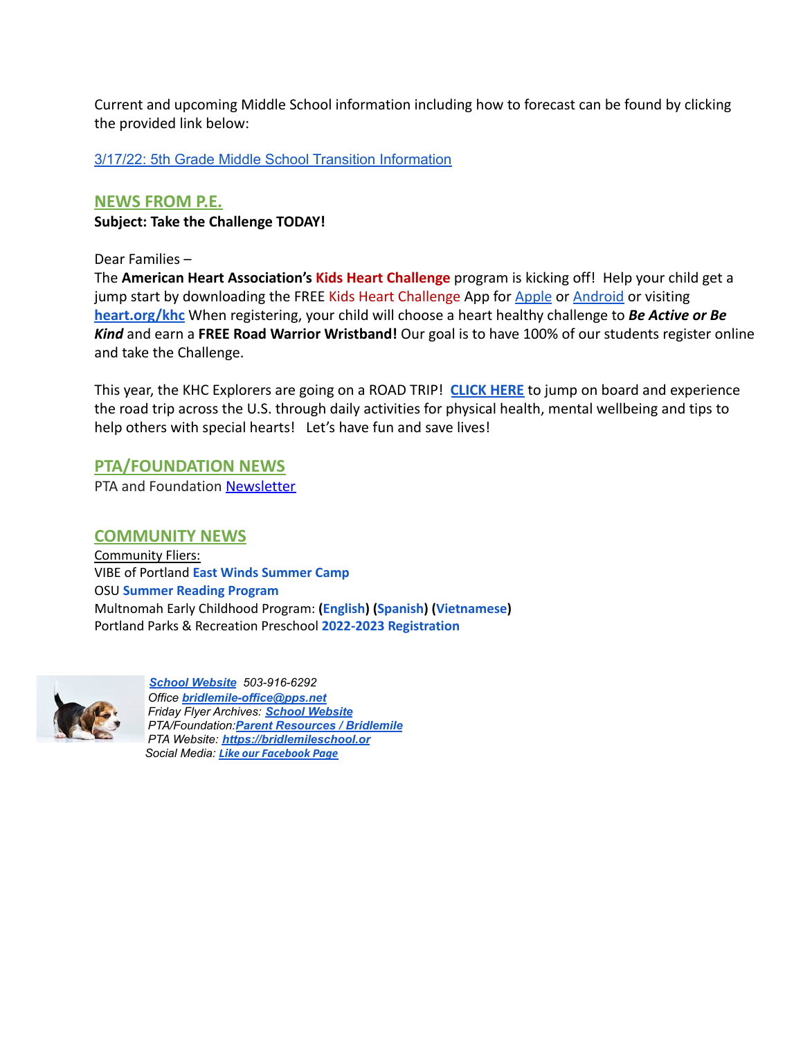Current and upcoming Middle School information including how to forecast can be found by clicking the provided link below:

3/17/22: 5th Grade Middle School Transition Information

## NEWS FROM P.E.

**Subject: Take the Challenge TODAY!**

Dear Families –

The **American Heart Association's** **Kids Heart Challenge** program is kicking off! Help your child get a jump start by downloading the FREE Kids Heart Challenge App for Apple or Android or visiting **heart.org/khc** When registering, your child will choose a heart healthy challenge to ***Be Active or Be Kind*** and earn a **FREE Road Warrior Wristband!** Our goal is to have 100% of our students register online and take the Challenge.

This year, the KHC Explorers are going on a ROAD TRIP! **CLICK HERE** to jump on board and experience the road trip across the U.S. through daily activities for physical health, mental wellbeing and tips to help others with special hearts! Let's have fun and save lives!

## PTA/FOUNDATION NEWS

PTA and Foundation Newsletter

## COMMUNITY NEWS

Community Fliers:

VIBE of Portland **East Winds Summer Camp**

OSU **Summer Reading Program**

Multnomah Early Childhood Program: **(English) (Spanish) (Vietnamese)**

Portland Parks & Recreation Preschool **2022-2023 Registration**

***School Website*** *503-916-6292*

*Office* ***bridlemile-office@pps.net***

*Friday Flyer Archives:* ***School Website***

*PTA/Foundation:****Parent Resources / Bridlemile***

*PTA Website:* ***https://bridlemileschool.or***

*Social Media:* ***Like our Facebook Page***